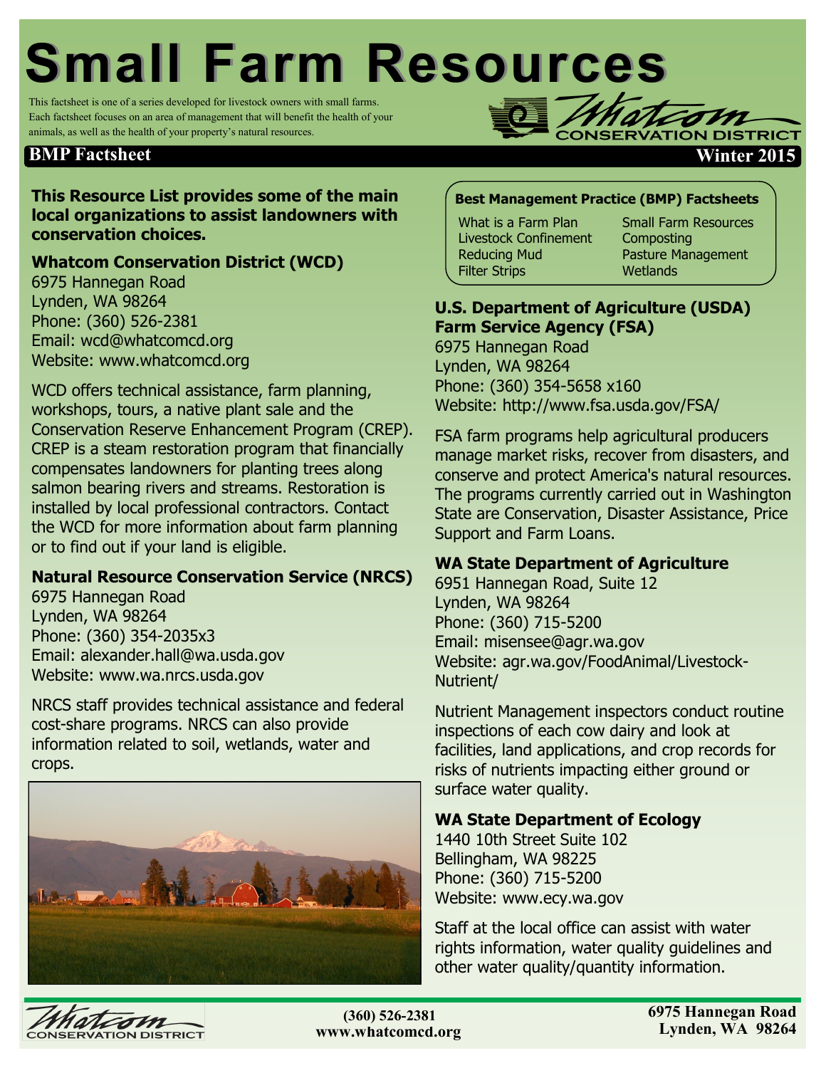# Small Farm Resources

This factsheet is one of a series developed for livestock owners with small farms. Each factsheet focuses on an area of management that will benefit the health of your animals, as well as the health of your property's natural resources.

**BMP Factsheet** — **Winter 2015**

**This Resource List provides some of the main local organizations to assist landowners with conservation choices.**

### Whatcom Conservation District (WCD)

6975 Hannegan Road
Lynden, WA 98264
Phone: (360) 526-2381
Email: wcd@whatcomcd.org
Website: www.whatcomcd.org

WCD offers technical assistance, farm planning, workshops, tours, a native plant sale and the Conservation Reserve Enhancement Program (CREP). CREP is a steam restoration program that financially compensates landowners for planting trees along salmon bearing rivers and streams. Restoration is installed by local professional contractors. Contact the WCD for more information about farm planning or to find out if your land is eligible.

### Natural Resource Conservation Service (NRCS)

6975 Hannegan Road
Lynden, WA 98264
Phone: (360) 354-2035x3
Email: alexander.hall@wa.usda.gov
Website: www.wa.nrcs.usda.gov

NRCS staff provides technical assistance and federal cost-share programs. NRCS can also provide information related to soil, wetlands, water and crops.

**Best Management Practice (BMP) Factsheets**

- What is a Farm Plan
- Livestock Confinement
- Reducing Mud
- Filter Strips
- Small Farm Resources
- Composting
- Pasture Management
- Wetlands

### U.S. Department of Agriculture (USDA) Farm Service Agency (FSA)

6975 Hannegan Road
Lynden, WA 98264
Phone: (360) 354-5658 x160
Website: http://www.fsa.usda.gov/FSA/

FSA farm programs help agricultural producers manage market risks, recover from disasters, and conserve and protect America's natural resources. The programs currently carried out in Washington State are Conservation, Disaster Assistance, Price Support and Farm Loans.

### WA State Department of Agriculture

6951 Hannegan Road, Suite 12
Lynden, WA 98264
Phone: (360) 715-5200
Email: misensee@agr.wa.gov
Website: agr.wa.gov/FoodAnimal/Livestock-Nutrient/

Nutrient Management inspectors conduct routine inspections of each cow dairy and look at facilities, land applications, and crop records for risks of nutrients impacting either ground or surface water quality.

### WA State Department of Ecology

1440 10th Street Suite 102
Bellingham, WA 98225
Phone: (360) 715-5200
Website: www.ecy.wa.gov

Staff at the local office can assist with water rights information, water quality guidelines and other water quality/quantity information.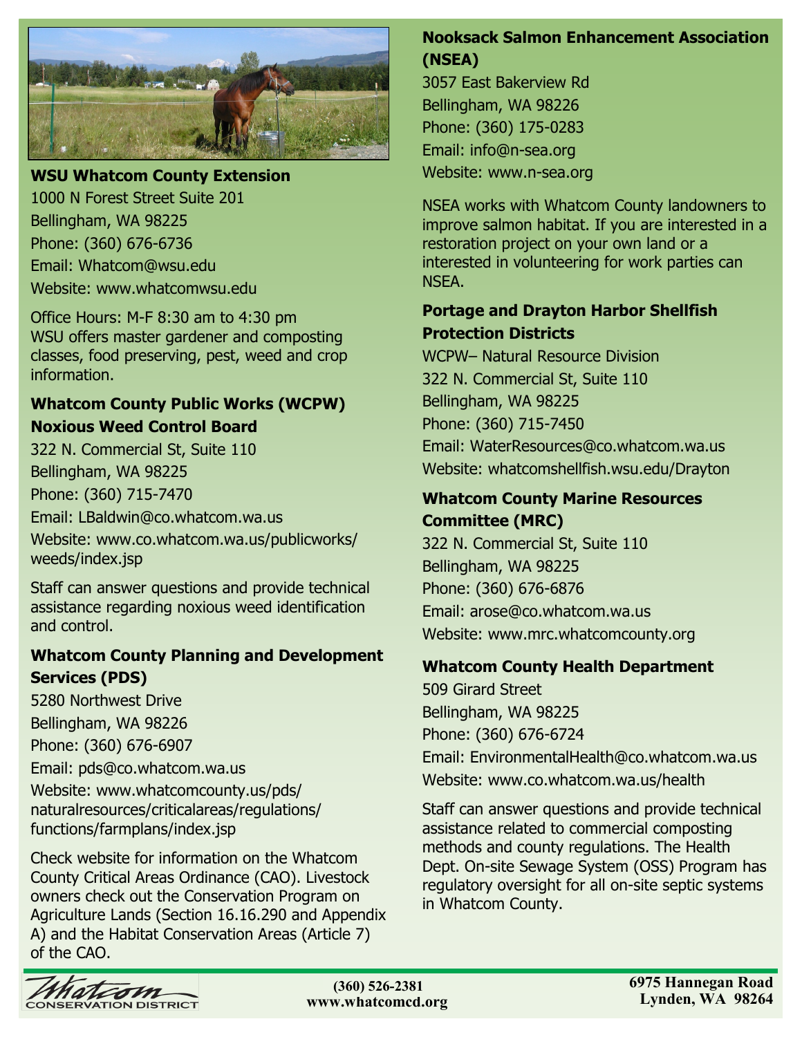**WSU Whatcom County Extension**
1000 N Forest Street Suite 201
Bellingham, WA 98225
Phone: (360) 676-6736
Email: Whatcom@wsu.edu
Website: www.whatcomwsu.edu

Office Hours: M-F 8:30 am to 4:30 pm
WSU offers master gardener and composting classes, food preserving, pest, weed and crop information.

**Whatcom County Public Works (WCPW) Noxious Weed Control Board**
322 N. Commercial St, Suite 110
Bellingham, WA 98225
Phone: (360) 715-7470
Email: LBaldwin@co.whatcom.wa.us
Website: www.co.whatcom.wa.us/publicworks/weeds/index.jsp

Staff can answer questions and provide technical assistance regarding noxious weed identification and control.

**Whatcom County Planning and Development Services (PDS)**
5280 Northwest Drive
Bellingham, WA 98226
Phone: (360) 676-6907
Email: pds@co.whatcom.wa.us
Website: www.whatcomcounty.us/pds/naturalresources/criticalareas/regulations/functions/farmplans/index.jsp

Check website for information on the Whatcom County Critical Areas Ordinance (CAO). Livestock owners check out the Conservation Program on Agriculture Lands (Section 16.16.290 and Appendix A) and the Habitat Conservation Areas (Article 7) of the CAO.

**Nooksack Salmon Enhancement Association (NSEA)**
3057 East Bakerview Rd
Bellingham, WA 98226
Phone: (360) 175-0283
Email: info@n-sea.org
Website: www.n-sea.org

NSEA works with Whatcom County landowners to improve salmon habitat. If you are interested in a restoration project on your own land or a interested in volunteering for work parties can NSEA.

**Portage and Drayton Harbor Shellfish Protection Districts**
WCPW– Natural Resource Division
322 N. Commercial St, Suite 110
Bellingham, WA 98225
Phone: (360) 715-7450
Email: WaterResources@co.whatcom.wa.us
Website: whatcomshellfish.wsu.edu/Drayton

**Whatcom County Marine Resources Committee (MRC)**
322 N. Commercial St, Suite 110
Bellingham, WA 98225
Phone: (360) 676-6876
Email: arose@co.whatcom.wa.us
Website: www.mrc.whatcomcounty.org

**Whatcom County Health Department**
509 Girard Street
Bellingham, WA 98225
Phone: (360) 676-6724
Email: EnvironmentalHealth@co.whatcom.wa.us
Website: www.co.whatcom.wa.us/health

Staff can answer questions and provide technical assistance related to commercial composting methods and county regulations. The Health Dept. On-site Sewage System (OSS) Program has regulatory oversight for all on-site septic systems in Whatcom County.

Whatcom Conservation District
(360) 526-2381
www.whatcomcd.org
6975 Hannegan Road
Lynden, WA 98264